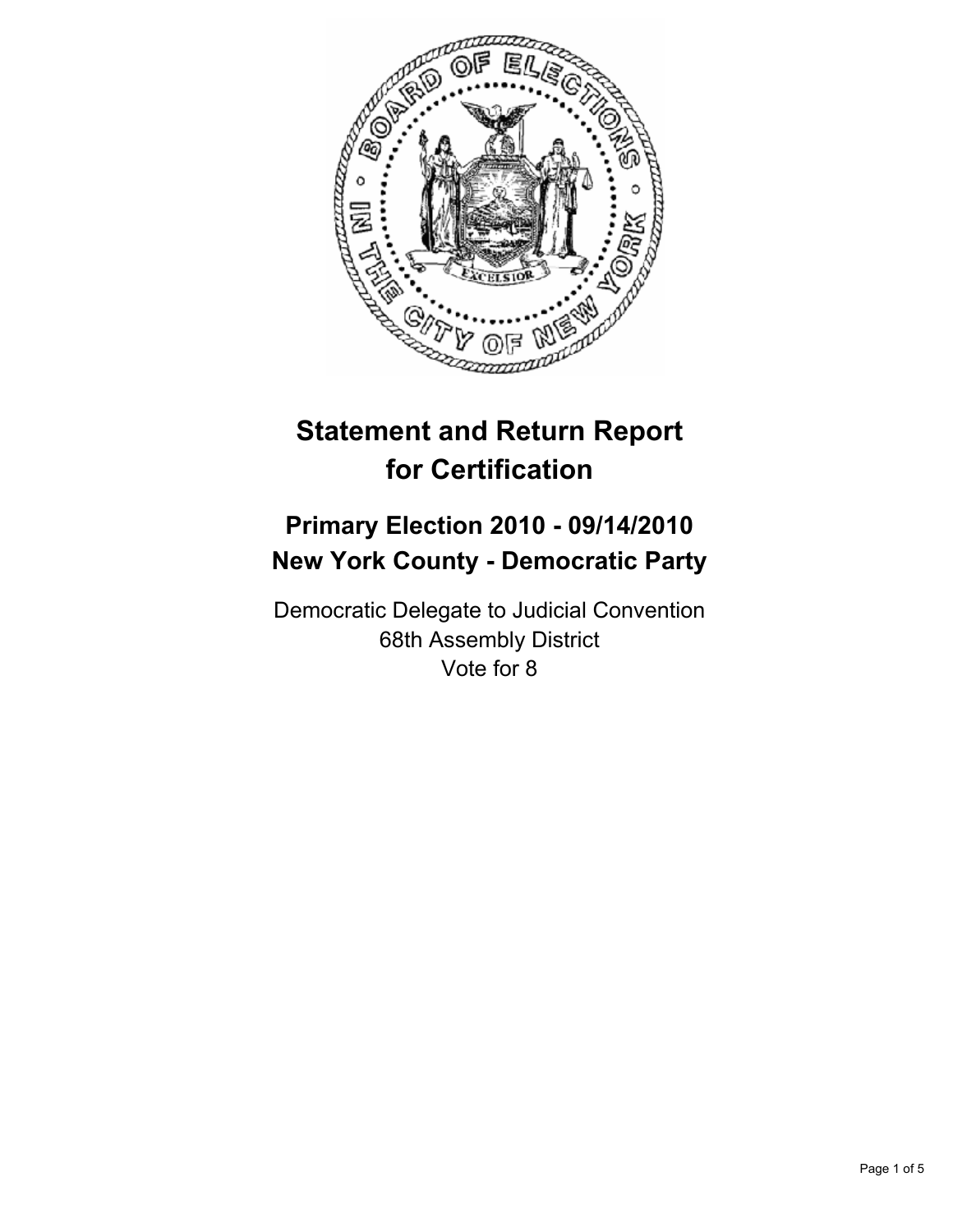# Statement and Return Report for Certification

## Primary Election 2010 - 09/14/2010
## New York County - Democratic Party

Democratic Delegate to Judicial Convention
68th Assembly District
Vote for 8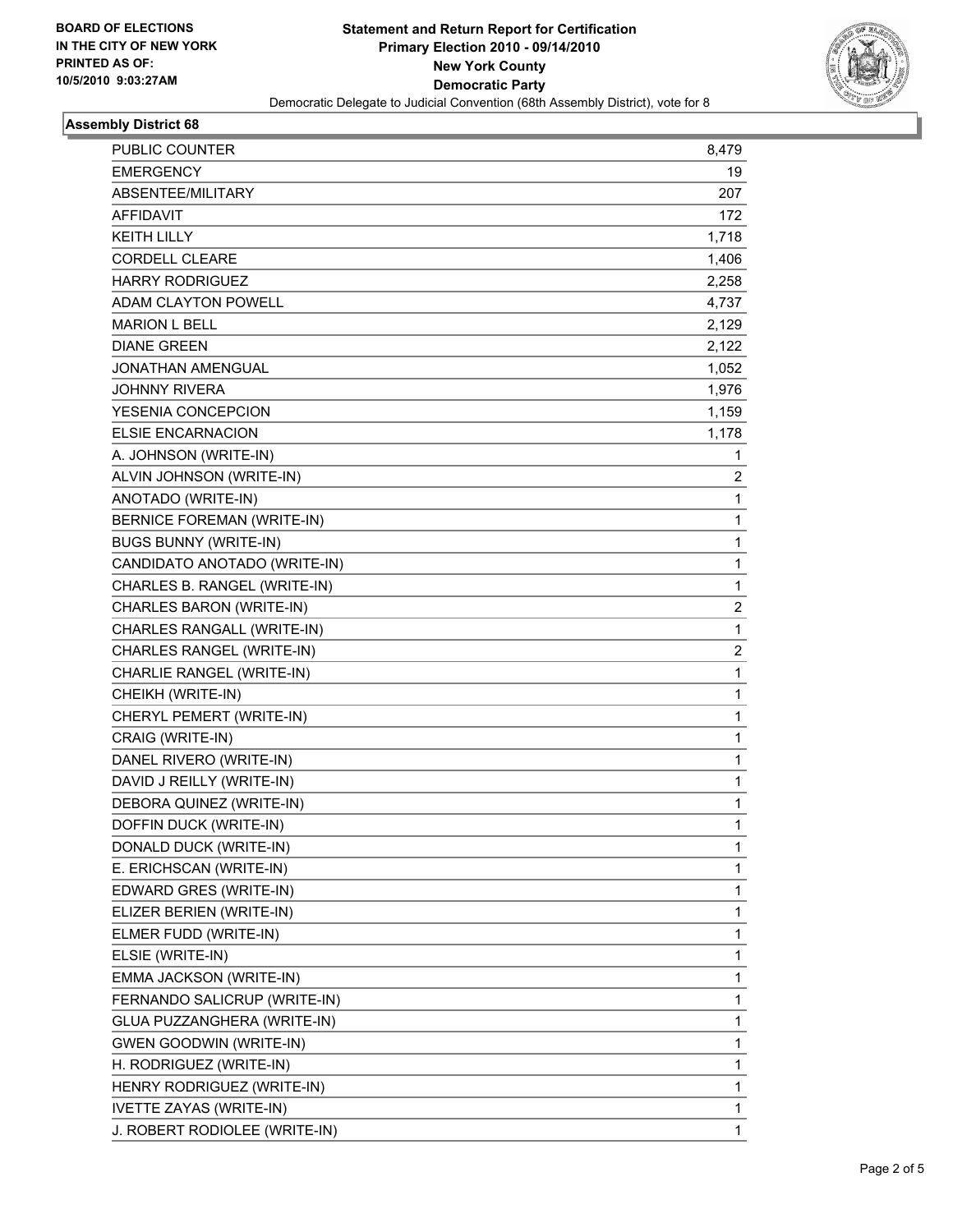**BOARD OF ELECTIONS
IN THE CITY OF NEW YORK
PRINTED AS OF:
10/5/2010 9:03:27AM**

**Statement and Return Report for Certification
Primary Election 2010 - 09/14/2010
New York County
Democratic Party**
Democratic Delegate to Judicial Convention (68th Assembly District), vote for 8

## Assembly District 68

| | |
|---|---|
| PUBLIC COUNTER | 8,479 |
| EMERGENCY | 19 |
| ABSENTEE/MILITARY | 207 |
| AFFIDAVIT | 172 |
| KEITH LILLY | 1,718 |
| CORDELL CLEARE | 1,406 |
| HARRY RODRIGUEZ | 2,258 |
| ADAM CLAYTON POWELL | 4,737 |
| MARION L BELL | 2,129 |
| DIANE GREEN | 2,122 |
| JONATHAN AMENGUAL | 1,052 |
| JOHNNY RIVERA | 1,976 |
| YESENIA CONCEPCION | 1,159 |
| ELSIE ENCARNACION | 1,178 |
| A. JOHNSON (WRITE-IN) | 1 |
| ALVIN JOHNSON (WRITE-IN) | 2 |
| ANOTADO (WRITE-IN) | 1 |
| BERNICE FOREMAN (WRITE-IN) | 1 |
| BUGS BUNNY (WRITE-IN) | 1 |
| CANDIDATO ANOTADO (WRITE-IN) | 1 |
| CHARLES B. RANGEL (WRITE-IN) | 1 |
| CHARLES BARON (WRITE-IN) | 2 |
| CHARLES RANGALL (WRITE-IN) | 1 |
| CHARLES RANGEL (WRITE-IN) | 2 |
| CHARLIE RANGEL (WRITE-IN) | 1 |
| CHEIKH (WRITE-IN) | 1 |
| CHERYL PEMERT (WRITE-IN) | 1 |
| CRAIG (WRITE-IN) | 1 |
| DANEL RIVERO (WRITE-IN) | 1 |
| DAVID J REILLY (WRITE-IN) | 1 |
| DEBORA QUINEZ (WRITE-IN) | 1 |
| DOFFIN DUCK (WRITE-IN) | 1 |
| DONALD DUCK (WRITE-IN) | 1 |
| E. ERICHSCAN (WRITE-IN) | 1 |
| EDWARD GRES (WRITE-IN) | 1 |
| ELIZER BERIEN (WRITE-IN) | 1 |
| ELMER FUDD (WRITE-IN) | 1 |
| ELSIE (WRITE-IN) | 1 |
| EMMA JACKSON (WRITE-IN) | 1 |
| FERNANDO SALICRUP (WRITE-IN) | 1 |
| GLUA PUZZANGHERA (WRITE-IN) | 1 |
| GWEN GOODWIN (WRITE-IN) | 1 |
| H. RODRIGUEZ (WRITE-IN) | 1 |
| HENRY RODRIGUEZ (WRITE-IN) | 1 |
| IVETTE ZAYAS (WRITE-IN) | 1 |
| J. ROBERT RODIOLEE (WRITE-IN) | 1 |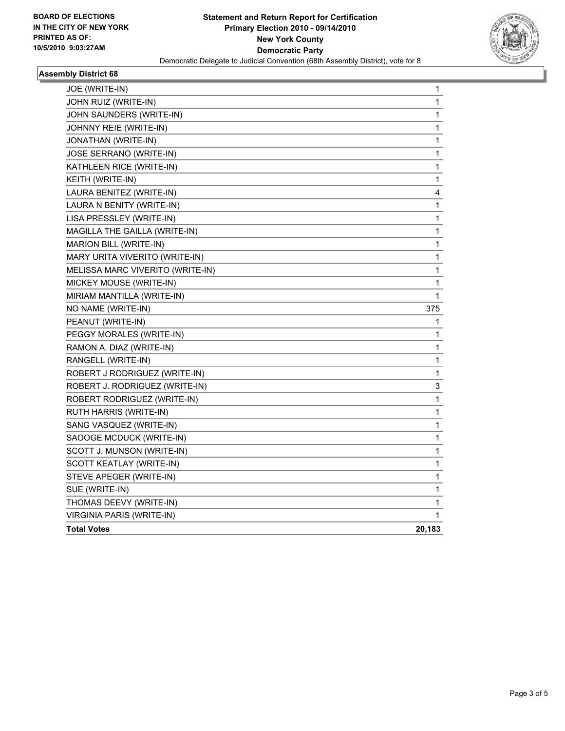BOARD OF ELECTIONS
IN THE CITY OF NEW YORK
PRINTED AS OF:
10/5/2010 9:03:27AM

**Statement and Return Report for Certification**
**Primary Election 2010 - 09/14/2010**
**New York County**
**Democratic Party**
Democratic Delegate to Judicial Convention (68th Assembly District), vote for 8

### Assembly District 68

| | |
|---|---|
| JOE (WRITE-IN) | 1 |
| JOHN RUIZ (WRITE-IN) | 1 |
| JOHN SAUNDERS (WRITE-IN) | 1 |
| JOHNNY REIE (WRITE-IN) | 1 |
| JONATHAN (WRITE-IN) | 1 |
| JOSE SERRANO (WRITE-IN) | 1 |
| KATHLEEN RICE (WRITE-IN) | 1 |
| KEITH (WRITE-IN) | 1 |
| LAURA BENITEZ (WRITE-IN) | 4 |
| LAURA N BENITY (WRITE-IN) | 1 |
| LISA PRESSLEY (WRITE-IN) | 1 |
| MAGILLA THE GAILLA (WRITE-IN) | 1 |
| MARION BILL (WRITE-IN) | 1 |
| MARY URITA VIVERITO (WRITE-IN) | 1 |
| MELISSA MARC VIVERITO (WRITE-IN) | 1 |
| MICKEY MOUSE (WRITE-IN) | 1 |
| MIRIAM MANTILLA (WRITE-IN) | 1 |
| NO NAME (WRITE-IN) | 375 |
| PEANUT (WRITE-IN) | 1 |
| PEGGY MORALES (WRITE-IN) | 1 |
| RAMON A. DIAZ (WRITE-IN) | 1 |
| RANGELL (WRITE-IN) | 1 |
| ROBERT J RODRIGUEZ (WRITE-IN) | 1 |
| ROBERT J. RODRIGUEZ (WRITE-IN) | 3 |
| ROBERT RODRIGUEZ (WRITE-IN) | 1 |
| RUTH HARRIS (WRITE-IN) | 1 |
| SANG VASQUEZ (WRITE-IN) | 1 |
| SAOOGE MCDUCK (WRITE-IN) | 1 |
| SCOTT J. MUNSON (WRITE-IN) | 1 |
| SCOTT KEATLAY (WRITE-IN) | 1 |
| STEVE APEGER (WRITE-IN) | 1 |
| SUE (WRITE-IN) | 1 |
| THOMAS DEEVY (WRITE-IN) | 1 |
| VIRGINIA PARIS (WRITE-IN) | 1 |
| **Total Votes** | **20,183** |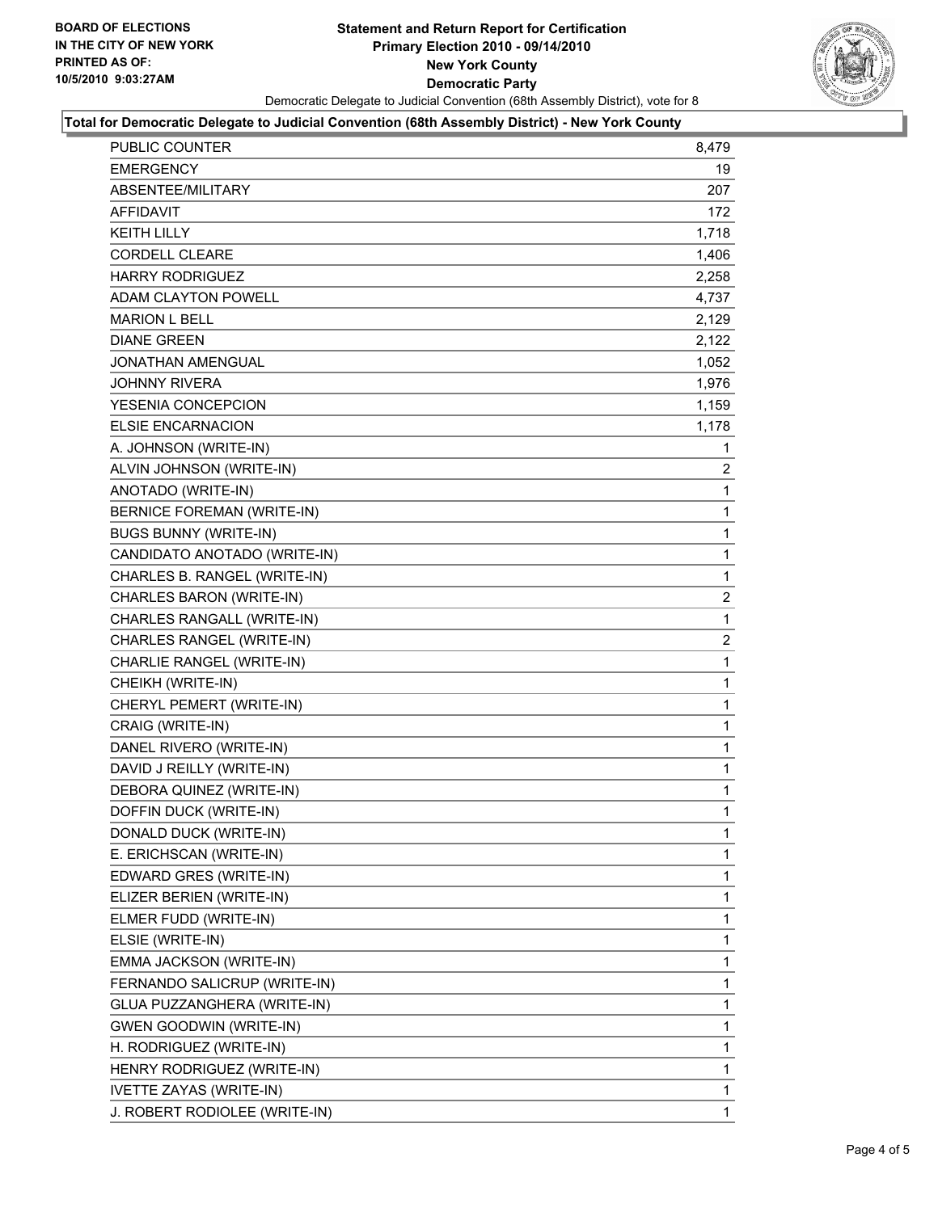**BOARD OF ELECTIONS IN THE CITY OF NEW YORK PRINTED AS OF: 10/5/2010 9:03:27AM**

# Statement and Return Report for Certification
## Primary Election 2010 - 09/14/2010
## New York County
## Democratic Party

Democratic Delegate to Judicial Convention (68th Assembly District), vote for 8

### Total for Democratic Delegate to Judicial Convention (68th Assembly District) - New York County

| | |
|---|---|
| PUBLIC COUNTER | 8,479 |
| EMERGENCY | 19 |
| ABSENTEE/MILITARY | 207 |
| AFFIDAVIT | 172 |
| KEITH LILLY | 1,718 |
| CORDELL CLEARE | 1,406 |
| HARRY RODRIGUEZ | 2,258 |
| ADAM CLAYTON POWELL | 4,737 |
| MARION L BELL | 2,129 |
| DIANE GREEN | 2,122 |
| JONATHAN AMENGUAL | 1,052 |
| JOHNNY RIVERA | 1,976 |
| YESENIA CONCEPCION | 1,159 |
| ELSIE ENCARNACION | 1,178 |
| A. JOHNSON (WRITE-IN) | 1 |
| ALVIN JOHNSON (WRITE-IN) | 2 |
| ANOTADO (WRITE-IN) | 1 |
| BERNICE FOREMAN (WRITE-IN) | 1 |
| BUGS BUNNY (WRITE-IN) | 1 |
| CANDIDATO ANOTADO (WRITE-IN) | 1 |
| CHARLES B. RANGEL (WRITE-IN) | 1 |
| CHARLES BARON (WRITE-IN) | 2 |
| CHARLES RANGALL (WRITE-IN) | 1 |
| CHARLES RANGEL (WRITE-IN) | 2 |
| CHARLIE RANGEL (WRITE-IN) | 1 |
| CHEIKH (WRITE-IN) | 1 |
| CHERYL PEMERT (WRITE-IN) | 1 |
| CRAIG (WRITE-IN) | 1 |
| DANEL RIVERO (WRITE-IN) | 1 |
| DAVID J REILLY (WRITE-IN) | 1 |
| DEBORA QUINEZ (WRITE-IN) | 1 |
| DOFFIN DUCK (WRITE-IN) | 1 |
| DONALD DUCK (WRITE-IN) | 1 |
| E. ERICHSCAN (WRITE-IN) | 1 |
| EDWARD GRES (WRITE-IN) | 1 |
| ELIZER BERIEN (WRITE-IN) | 1 |
| ELMER FUDD (WRITE-IN) | 1 |
| ELSIE (WRITE-IN) | 1 |
| EMMA JACKSON (WRITE-IN) | 1 |
| FERNANDO SALICRUP (WRITE-IN) | 1 |
| GLUA PUZZANGHERA (WRITE-IN) | 1 |
| GWEN GOODWIN (WRITE-IN) | 1 |
| H. RODRIGUEZ (WRITE-IN) | 1 |
| HENRY RODRIGUEZ (WRITE-IN) | 1 |
| IVETTE ZAYAS (WRITE-IN) | 1 |
| J. ROBERT RODIOLEE (WRITE-IN) | 1 |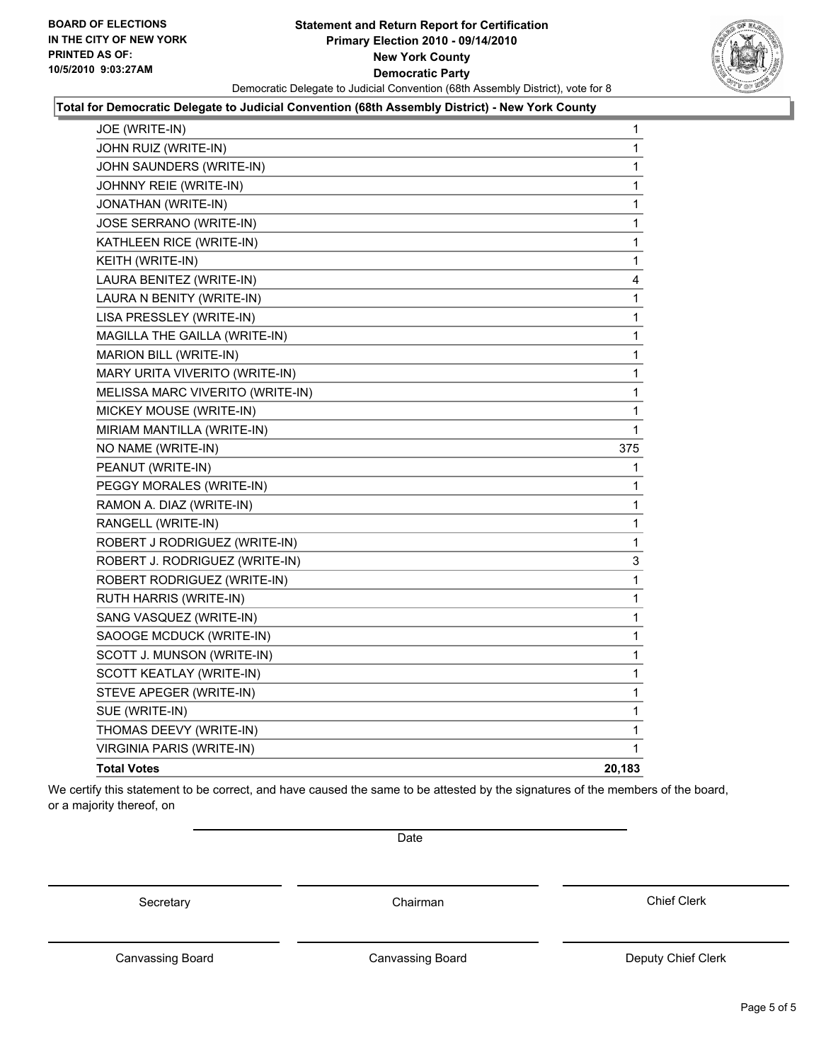**BOARD OF ELECTIONS IN THE CITY OF NEW YORK PRINTED AS OF: 10/5/2010 9:03:27AM**

# Statement and Return Report for Certification
## Primary Election 2010 - 09/14/2010
## New York County
## Democratic Party

Democratic Delegate to Judicial Convention (68th Assembly District), vote for 8

### Total for Democratic Delegate to Judicial Convention (68th Assembly District) - New York County

| | |
|---|---|
| JOE (WRITE-IN) | 1 |
| JOHN RUIZ (WRITE-IN) | 1 |
| JOHN SAUNDERS (WRITE-IN) | 1 |
| JOHNNY REIE (WRITE-IN) | 1 |
| JONATHAN (WRITE-IN) | 1 |
| JOSE SERRANO (WRITE-IN) | 1 |
| KATHLEEN RICE (WRITE-IN) | 1 |
| KEITH (WRITE-IN) | 1 |
| LAURA BENITEZ (WRITE-IN) | 4 |
| LAURA N BENITY (WRITE-IN) | 1 |
| LISA PRESSLEY (WRITE-IN) | 1 |
| MAGILLA THE GAILLA (WRITE-IN) | 1 |
| MARION BILL (WRITE-IN) | 1 |
| MARY URITA VIVERITO (WRITE-IN) | 1 |
| MELISSA MARC VIVERITO (WRITE-IN) | 1 |
| MICKEY MOUSE (WRITE-IN) | 1 |
| MIRIAM MANTILLA (WRITE-IN) | 1 |
| NO NAME (WRITE-IN) | 375 |
| PEANUT (WRITE-IN) | 1 |
| PEGGY MORALES (WRITE-IN) | 1 |
| RAMON A. DIAZ (WRITE-IN) | 1 |
| RANGELL (WRITE-IN) | 1 |
| ROBERT J RODRIGUEZ (WRITE-IN) | 1 |
| ROBERT J. RODRIGUEZ (WRITE-IN) | 3 |
| ROBERT RODRIGUEZ (WRITE-IN) | 1 |
| RUTH HARRIS (WRITE-IN) | 1 |
| SANG VASQUEZ (WRITE-IN) | 1 |
| SAOOGE MCDUCK (WRITE-IN) | 1 |
| SCOTT J. MUNSON (WRITE-IN) | 1 |
| SCOTT KEATLAY (WRITE-IN) | 1 |
| STEVE APEGER (WRITE-IN) | 1 |
| SUE (WRITE-IN) | 1 |
| THOMAS DEEVY (WRITE-IN) | 1 |
| VIRGINIA PARIS (WRITE-IN) | 1 |
| **Total Votes** | **20,183** |

We certify this statement to be correct, and have caused the same to be attested by the signatures of the members of the board, or a majority thereof, on

Date

Secretary    Chairman    Chief Clerk

Canvassing Board    Canvassing Board    Deputy Chief Clerk